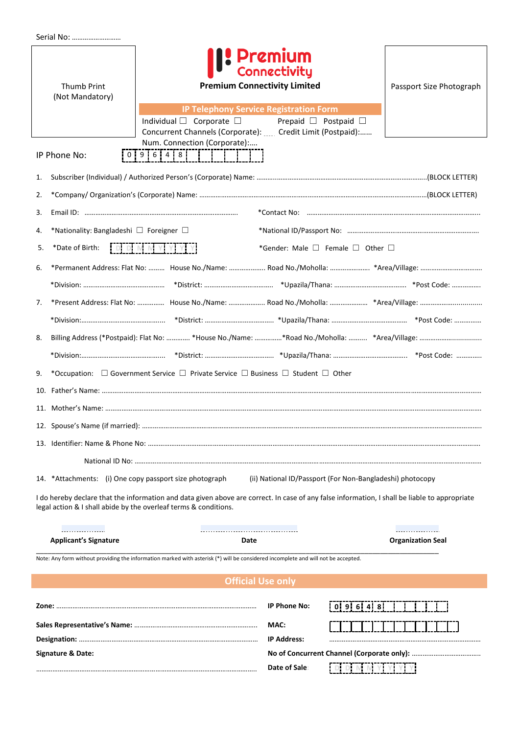Serial No: ……………………

Thumb Print
(Not Mandatory)

**Premium Connectivity**

**Premium Connectivity Limited**

Passport Size Photograph

## IP Telephony Service Registration Form

Individual ☐ Corporate ☐ Prepaid ☐ Postpaid ☐

Concurrent Channels (Corporate): …. Credit Limit (Postpaid):……

Num. Connection (Corporate):….

IP Phone No: | 0 | 9 | 6 | 4 | 8 | | | | | | |

1. Subscriber (Individual) / Authorized Person's (Corporate) Name: ……………………………………………………………………………(BLOCK LETTER)
2. *Company/ Organization's (Corporate) Name: ……………………………………………………………………………………………(BLOCK LETTER)
3. Email ID: ………………………………………………………………… *Contact No: ……………………………………………………………………………
4. *Nationality: Bangladeshi ☐ Foreigner ☐ *National ID/Passport No: …………………………………………………………
5. *Date of Birth: | D | D | M | M | Y | Y | Y | Y | *Gender: Male ☐ Female ☐ Other ☐
6. *Permanent Address: Flat No: ……… House No./Name: ……………… Road No./Moholla: ………………… *Area/Village: ……………………………

   *Division: ……………………………………… *District: ……………………………… *Upazila/Thana: ………………………………… *Post Code: ……………
7. *Present Address: Flat No: …………… House No./Name: ……………… Road No./Moholla: ………………… *Area/Village: ……………………………

   *Division:……………………………………… *District: ……………………………… *Upazila/Thana: ………………………………… *Post Code: ……………
8. Billing Address (*Postpaid): Flat No: ………… *House No./Name: ……………*Road No./Moholla: ……… *Area/Village: ……………………………

   *Division:……………………………………… *District: ……………………………… *Upazila/Thana: ………………………………… *Post Code: ……………
9. *Occupation: ☐ Government Service ☐ Private Service ☐ Business ☐ Student ☐ Other
10. Father's Name: ……………………………………………………………………………………………………………………………………………………
11. Mother's Name: …………………………………………………………………………………………………………………………………………………
12. Spouse's Name (if married): ……………………………………………………………………………………………………………………………………
13. Identifier: Name & Phone No: …………………………………………………………………………………………………………………………………

    National ID No: ……………………………………………………………………………………………………………………………………………
14. *Attachments: (i) One copy passport size photograph (ii) National ID/Passport (For Non-Bangladeshi) photocopy

I do hereby declare that the information and data given above are correct. In case of any false information, I shall be liable to appropriate legal action & I shall abide by the overleaf terms & conditions.

| ………………… | ………………………………………… | ………………… |
|---|---|---|
| **Applicant's Signature** | **Date** | **Organization Seal** |

Note: Any form without providing the information marked with asterisk (*) will be considered incomplete and will not be accepted.

## Official Use only

**Zone:** ……………………………………………………………………………………………

**Sales Representative's Name:** …………………………………………………………

**Designation:** ……………………………………………………………………………………

**Signature & Date:**

……………………………………………………………………………………………………

**IP Phone No:** | 0 | 9 | 6 | 4 | 8 | | | | | | |

**MAC:** | | | | | | | | | | | | |

**IP Address:** ………………………………………………………………………

**No of Concurrent Channel (Corporate only):** ……………………………………

**Date of Sale** | D | D | M | M | Y | Y | Y | Y |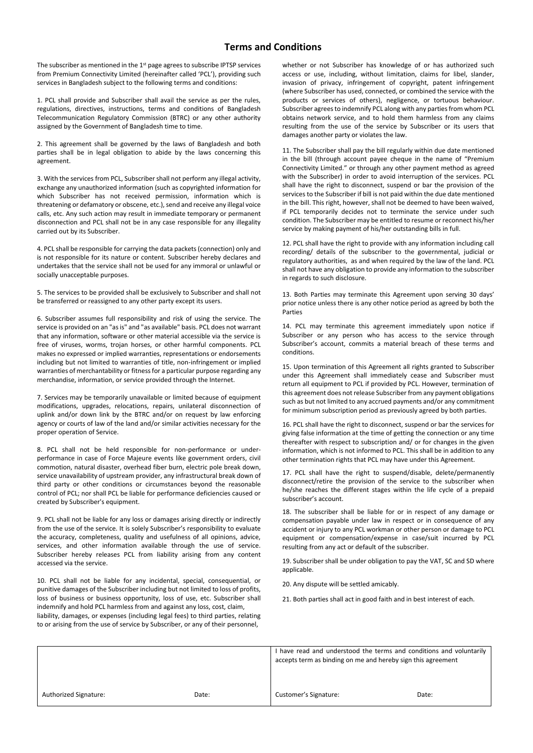## Terms and Conditions

The subscriber as mentioned in the 1st page agrees to subscribe IPTSP services from Premium Connectivity Limited (hereinafter called 'PCL'), providing such services in Bangladesh subject to the following terms and conditions:

1. PCL shall provide and Subscriber shall avail the service as per the rules, regulations, directives, instructions, terms and conditions of Bangladesh Telecommunication Regulatory Commission (BTRC) or any other authority assigned by the Government of Bangladesh time to time.

2. This agreement shall be governed by the laws of Bangladesh and both parties shall be in legal obligation to abide by the laws concerning this agreement.

3. With the services from PCL, Subscriber shall not perform any illegal activity, exchange any unauthorized information (such as copyrighted information for which Subscriber has not received permission, information which is threatening or defamatory or obscene, etc.), send and receive any illegal voice calls, etc. Any such action may result in immediate temporary or permanent disconnection and PCL shall not be in any case responsible for any illegality carried out by its Subscriber.

4. PCL shall be responsible for carrying the data packets (connection) only and is not responsible for its nature or content. Subscriber hereby declares and undertakes that the service shall not be used for any immoral or unlawful or socially unacceptable purposes.

5. The services to be provided shall be exclusively to Subscriber and shall not be transferred or reassigned to any other party except its users.

6. Subscriber assumes full responsibility and risk of using the service. The service is provided on an "as is" and "as available" basis. PCL does not warrant that any information, software or other material accessible via the service is free of viruses, worms, trojan horses, or other harmful components. PCL makes no expressed or implied warranties, representations or endorsements including but not limited to warranties of title, non-infringement or implied warranties of merchantability or fitness for a particular purpose regarding any merchandise, information, or service provided through the Internet.

7. Services may be temporarily unavailable or limited because of equipment modifications, upgrades, relocations, repairs, unilateral disconnection of uplink and/or down link by the BTRC and/or on request by law enforcing agency or courts of law of the land and/or similar activities necessary for the proper operation of Service.

8. PCL shall not be held responsible for non-performance or under-performance in case of Force Majeure events like government orders, civil commotion, natural disaster, overhead fiber burn, electric pole break down, service unavailability of upstream provider, any infrastructural break down of third party or other conditions or circumstances beyond the reasonable control of PCL; nor shall PCL be liable for performance deficiencies caused or created by Subscriber's equipment.

9. PCL shall not be liable for any loss or damages arising directly or indirectly from the use of the service. It is solely Subscriber's responsibility to evaluate the accuracy, completeness, quality and usefulness of all opinions, advice, services, and other information available through the use of service. Subscriber hereby releases PCL from liability arising from any content accessed via the service.

10. PCL shall not be liable for any incidental, special, consequential, or punitive damages of the Subscriber including but not limited to loss of profits, loss of business or business opportunity, loss of use, etc. Subscriber shall indemnify and hold PCL harmless from and against any loss, cost, claim, liability, damages, or expenses (including legal fees) to third parties, relating to or arising from the use of service by Subscriber, or any of their personnel, whether or not Subscriber has knowledge of or has authorized such access or use, including, without limitation, claims for libel, slander, invasion of privacy, infringement of copyright, patent infringement (where Subscriber has used, connected, or combined the service with the products or services of others), negligence, or tortuous behaviour. Subscriber agrees to indemnify PCL along with any parties from whom PCL obtains network service, and to hold them harmless from any claims resulting from the use of the service by Subscriber or its users that damages another party or violates the law.

11. The Subscriber shall pay the bill regularly within due date mentioned in the bill (through account payee cheque in the name of "Premium Connectivity Limited." or through any other payment method as agreed with the Subscriber) in order to avoid interruption of the services. PCL shall have the right to disconnect, suspend or bar the provision of the services to the Subscriber if bill is not paid within the due date mentioned in the bill. This right, however, shall not be deemed to have been waived, if PCL temporarily decides not to terminate the service under such condition. The Subscriber may be entitled to resume or reconnect his/her service by making payment of his/her outstanding bills in full.

12. PCL shall have the right to provide with any information including call recording/ details of the subscriber to the governmental, judicial or regulatory authorities, as and when required by the law of the land. PCL shall not have any obligation to provide any information to the subscriber in regards to such disclosure.

13. Both Parties may terminate this Agreement upon serving 30 days' prior notice unless there is any other notice period as agreed by both the Parties

14. PCL may terminate this agreement immediately upon notice if Subscriber or any person who has access to the service through Subscriber's account, commits a material breach of these terms and conditions.

15. Upon termination of this Agreement all rights granted to Subscriber under this Agreement shall immediately cease and Subscriber must return all equipment to PCL if provided by PCL. However, termination of this agreement does not release Subscriber from any payment obligations such as but not limited to any accrued payments and/or any commitment for minimum subscription period as previously agreed by both parties.

16. PCL shall have the right to disconnect, suspend or bar the services for giving false information at the time of getting the connection or any time thereafter with respect to subscription and/ or for changes in the given information, which is not informed to PCL. This shall be in addition to any other termination rights that PCL may have under this Agreement.

17. PCL shall have the right to suspend/disable, delete/permanently disconnect/retire the provision of the service to the subscriber when he/she reaches the different stages within the life cycle of a prepaid subscriber's account.

18. The subscriber shall be liable for or in respect of any damage or compensation payable under law in respect or in consequence of any accident or injury to any PCL workman or other person or damage to PCL equipment or compensation/expense in case/suit incurred by PCL resulting from any act or default of the subscriber.

19. Subscriber shall be under obligation to pay the VAT, SC and SD where applicable.

20. Any dispute will be settled amicably.

21. Both parties shall act in good faith and in best interest of each.

| | |
|---|---|
| | I have read and understood the terms and conditions and voluntarily accepts term as binding on me and hereby sign this agreement |
| Authorized Signature: Date: | Customer's Signature: Date: |